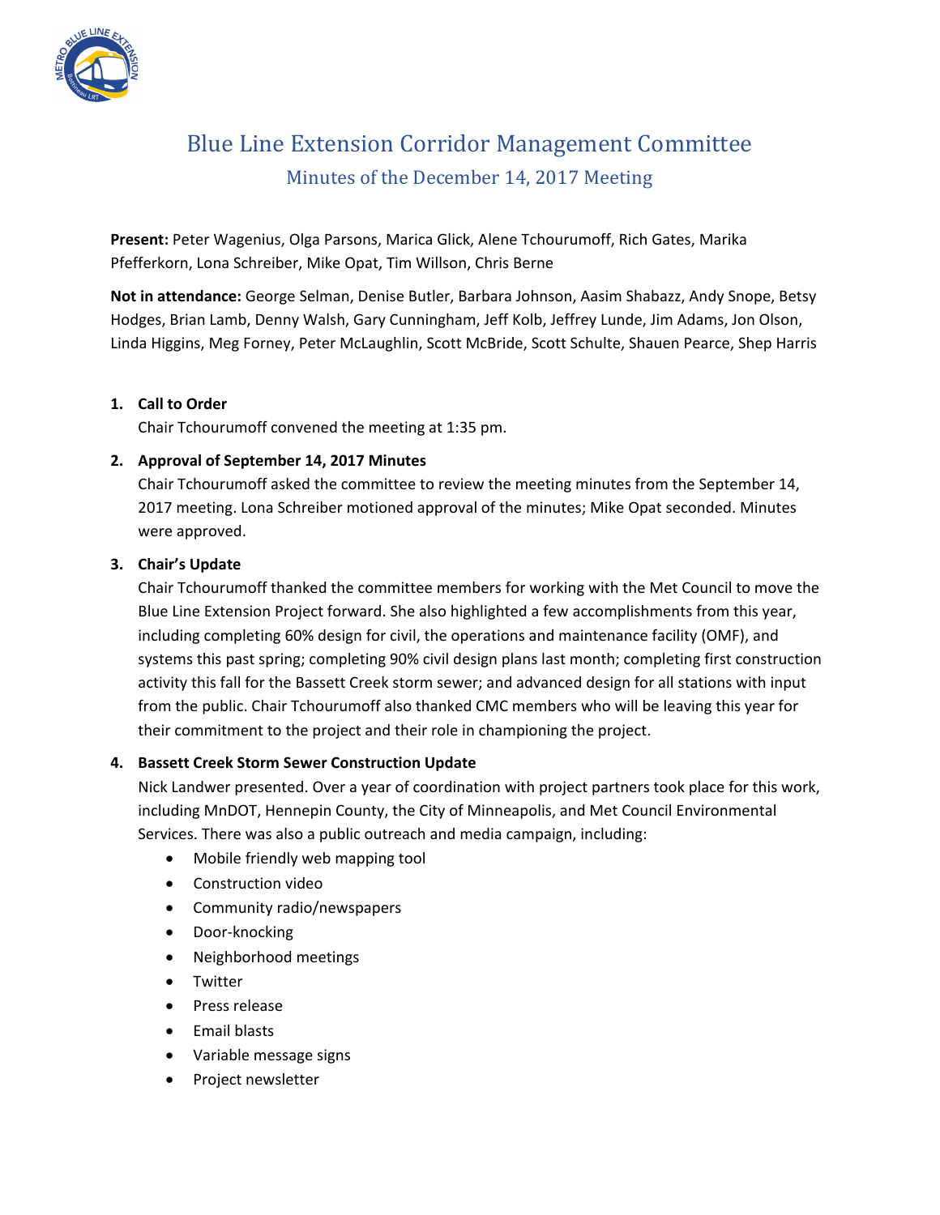# Blue Line Extension Corridor Management Committee

## Minutes of the December 14, 2017 Meeting

**Present:** Peter Wagenius, Olga Parsons, Marica Glick, Alene Tchourumoff, Rich Gates, Marika Pfefferkorn, Lona Schreiber, Mike Opat, Tim Willson, Chris Berne

**Not in attendance:** George Selman, Denise Butler, Barbara Johnson, Aasim Shabazz, Andy Snope, Betsy Hodges, Brian Lamb, Denny Walsh, Gary Cunningham, Jeff Kolb, Jeffrey Lunde, Jim Adams, Jon Olson, Linda Higgins, Meg Forney, Peter McLaughlin, Scott McBride, Scott Schulte, Shauen Pearce, Shep Harris

1. **Call to Order**

   Chair Tchourumoff convened the meeting at 1:35 pm.

2. **Approval of September 14, 2017 Minutes**

   Chair Tchourumoff asked the committee to review the meeting minutes from the September 14, 2017 meeting. Lona Schreiber motioned approval of the minutes; Mike Opat seconded. Minutes were approved.

3. **Chair's Update**

   Chair Tchourumoff thanked the committee members for working with the Met Council to move the Blue Line Extension Project forward. She also highlighted a few accomplishments from this year, including completing 60% design for civil, the operations and maintenance facility (OMF), and systems this past spring; completing 90% civil design plans last month; completing first construction activity this fall for the Bassett Creek storm sewer; and advanced design for all stations with input from the public. Chair Tchourumoff also thanked CMC members who will be leaving this year for their commitment to the project and their role in championing the project.

4. **Bassett Creek Storm Sewer Construction Update**

   Nick Landwer presented. Over a year of coordination with project partners took place for this work, including MnDOT, Hennepin County, the City of Minneapolis, and Met Council Environmental Services. There was also a public outreach and media campaign, including:

   - Mobile friendly web mapping tool
   - Construction video
   - Community radio/newspapers
   - Door-knocking
   - Neighborhood meetings
   - Twitter
   - Press release
   - Email blasts
   - Variable message signs
   - Project newsletter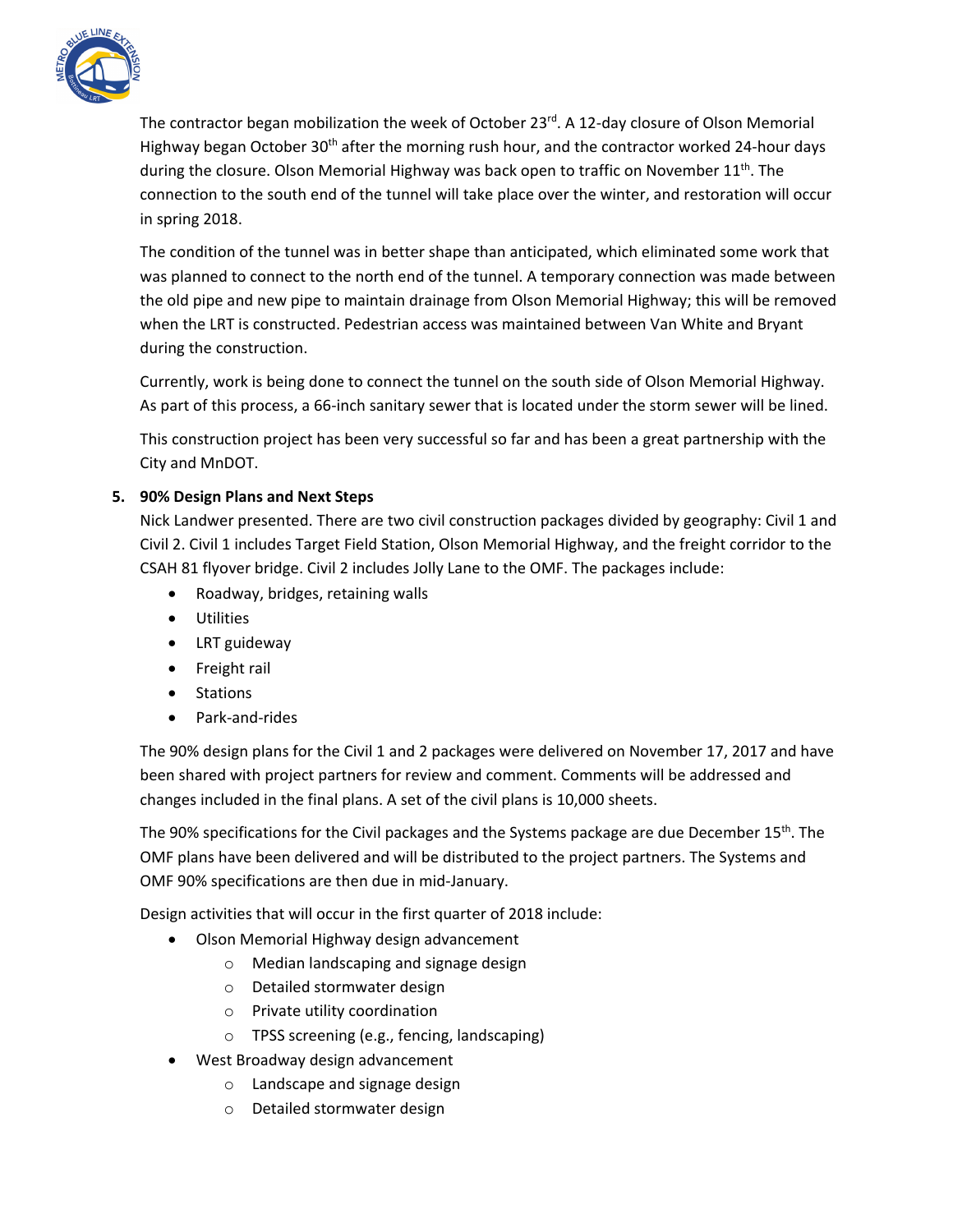The contractor began mobilization the week of October 23rd. A 12-day closure of Olson Memorial Highway began October 30th after the morning rush hour, and the contractor worked 24-hour days during the closure. Olson Memorial Highway was back open to traffic on November 11th. The connection to the south end of the tunnel will take place over the winter, and restoration will occur in spring 2018.

The condition of the tunnel was in better shape than anticipated, which eliminated some work that was planned to connect to the north end of the tunnel. A temporary connection was made between the old pipe and new pipe to maintain drainage from Olson Memorial Highway; this will be removed when the LRT is constructed. Pedestrian access was maintained between Van White and Bryant during the construction.

Currently, work is being done to connect the tunnel on the south side of Olson Memorial Highway. As part of this process, a 66-inch sanitary sewer that is located under the storm sewer will be lined.

This construction project has been very successful so far and has been a great partnership with the City and MnDOT.

**5. 90% Design Plans and Next Steps**

Nick Landwer presented. There are two civil construction packages divided by geography: Civil 1 and Civil 2. Civil 1 includes Target Field Station, Olson Memorial Highway, and the freight corridor to the CSAH 81 flyover bridge. Civil 2 includes Jolly Lane to the OMF. The packages include:

- Roadway, bridges, retaining walls
- Utilities
- LRT guideway
- Freight rail
- Stations
- Park-and-rides

The 90% design plans for the Civil 1 and 2 packages were delivered on November 17, 2017 and have been shared with project partners for review and comment. Comments will be addressed and changes included in the final plans. A set of the civil plans is 10,000 sheets.

The 90% specifications for the Civil packages and the Systems package are due December 15th. The OMF plans have been delivered and will be distributed to the project partners. The Systems and OMF 90% specifications are then due in mid-January.

Design activities that will occur in the first quarter of 2018 include:

- Olson Memorial Highway design advancement
  - Median landscaping and signage design
  - Detailed stormwater design
  - Private utility coordination
  - TPSS screening (e.g., fencing, landscaping)
- West Broadway design advancement
  - Landscape and signage design
  - Detailed stormwater design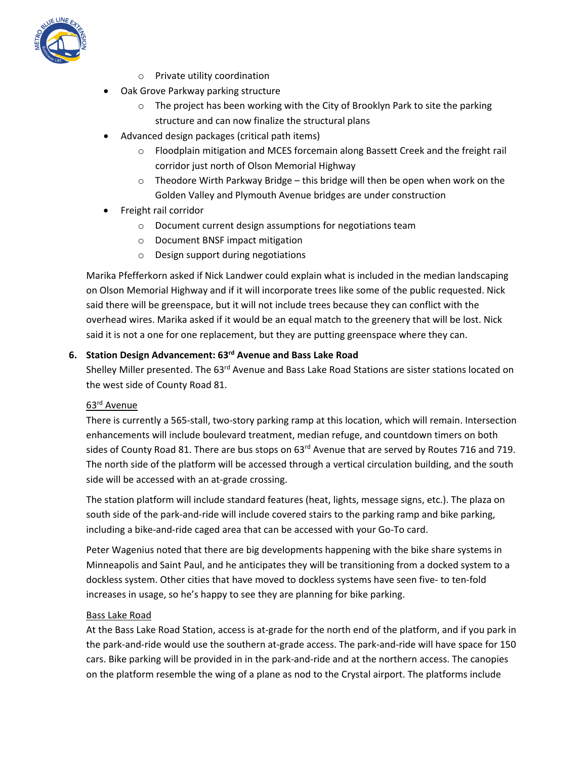- Private utility coordination
- Oak Grove Parkway parking structure
    - The project has been working with the City of Brooklyn Park to site the parking structure and can now finalize the structural plans
- Advanced design packages (critical path items)
    - Floodplain mitigation and MCES forcemain along Bassett Creek and the freight rail corridor just north of Olson Memorial Highway
    - Theodore Wirth Parkway Bridge – this bridge will then be open when work on the Golden Valley and Plymouth Avenue bridges are under construction
- Freight rail corridor
    - Document current design assumptions for negotiations team
    - Document BNSF impact mitigation
    - Design support during negotiations

Marika Pfefferkorn asked if Nick Landwer could explain what is included in the median landscaping on Olson Memorial Highway and if it will incorporate trees like some of the public requested. Nick said there will be greenspace, but it will not include trees because they can conflict with the overhead wires. Marika asked if it would be an equal match to the greenery that will be lost. Nick said it is not a one for one replacement, but they are putting greenspace where they can.

**6. Station Design Advancement: 63rd Avenue and Bass Lake Road**

Shelley Miller presented. The 63rd Avenue and Bass Lake Road Stations are sister stations located on the west side of County Road 81.

<u>63rd Avenue</u>

There is currently a 565-stall, two-story parking ramp at this location, which will remain. Intersection enhancements will include boulevard treatment, median refuge, and countdown timers on both sides of County Road 81. There are bus stops on 63rd Avenue that are served by Routes 716 and 719. The north side of the platform will be accessed through a vertical circulation building, and the south side will be accessed with an at-grade crossing.

The station platform will include standard features (heat, lights, message signs, etc.). The plaza on south side of the park-and-ride will include covered stairs to the parking ramp and bike parking, including a bike-and-ride caged area that can be accessed with your Go-To card.

Peter Wagenius noted that there are big developments happening with the bike share systems in Minneapolis and Saint Paul, and he anticipates they will be transitioning from a docked system to a dockless system. Other cities that have moved to dockless systems have seen five- to ten-fold increases in usage, so he's happy to see they are planning for bike parking.

<u>Bass Lake Road</u>

At the Bass Lake Road Station, access is at-grade for the north end of the platform, and if you park in the park-and-ride would use the southern at-grade access. The park-and-ride will have space for 150 cars. Bike parking will be provided in in the park-and-ride and at the northern access. The canopies on the platform resemble the wing of a plane as nod to the Crystal airport. The platforms include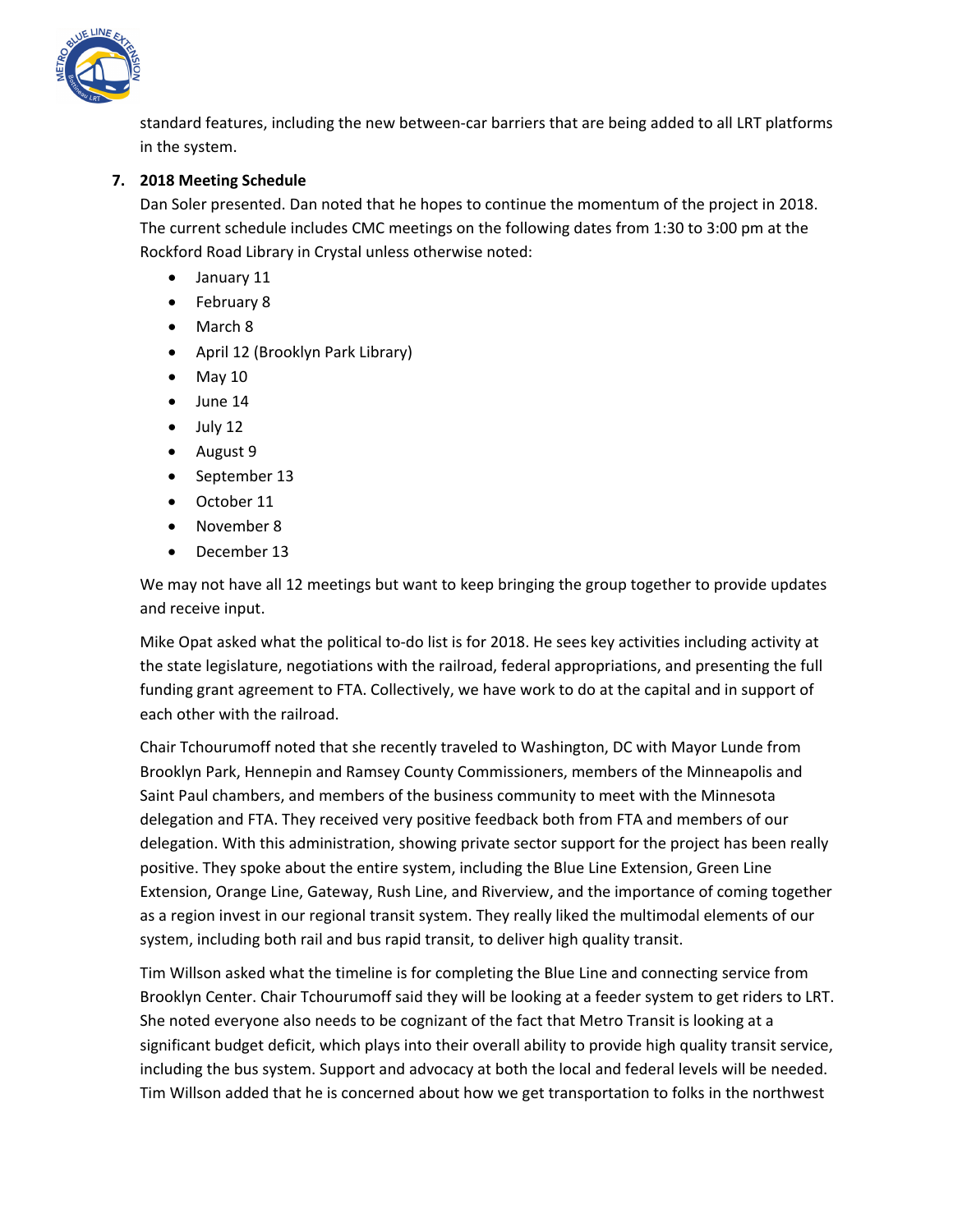standard features, including the new between-car barriers that are being added to all LRT platforms in the system.

7. **2018 Meeting Schedule**

Dan Soler presented. Dan noted that he hopes to continue the momentum of the project in 2018. The current schedule includes CMC meetings on the following dates from 1:30 to 3:00 pm at the Rockford Road Library in Crystal unless otherwise noted:

- January 11
- February 8
- March 8
- April 12 (Brooklyn Park Library)
- May 10
- June 14
- July 12
- August 9
- September 13
- October 11
- November 8
- December 13

We may not have all 12 meetings but want to keep bringing the group together to provide updates and receive input.

Mike Opat asked what the political to-do list is for 2018. He sees key activities including activity at the state legislature, negotiations with the railroad, federal appropriations, and presenting the full funding grant agreement to FTA. Collectively, we have work to do at the capital and in support of each other with the railroad.

Chair Tchourumoff noted that she recently traveled to Washington, DC with Mayor Lunde from Brooklyn Park, Hennepin and Ramsey County Commissioners, members of the Minneapolis and Saint Paul chambers, and members of the business community to meet with the Minnesota delegation and FTA. They received very positive feedback both from FTA and members of our delegation. With this administration, showing private sector support for the project has been really positive. They spoke about the entire system, including the Blue Line Extension, Green Line Extension, Orange Line, Gateway, Rush Line, and Riverview, and the importance of coming together as a region invest in our regional transit system. They really liked the multimodal elements of our system, including both rail and bus rapid transit, to deliver high quality transit.

Tim Willson asked what the timeline is for completing the Blue Line and connecting service from Brooklyn Center. Chair Tchourumoff said they will be looking at a feeder system to get riders to LRT. She noted everyone also needs to be cognizant of the fact that Metro Transit is looking at a significant budget deficit, which plays into their overall ability to provide high quality transit service, including the bus system. Support and advocacy at both the local and federal levels will be needed. Tim Willson added that he is concerned about how we get transportation to folks in the northwest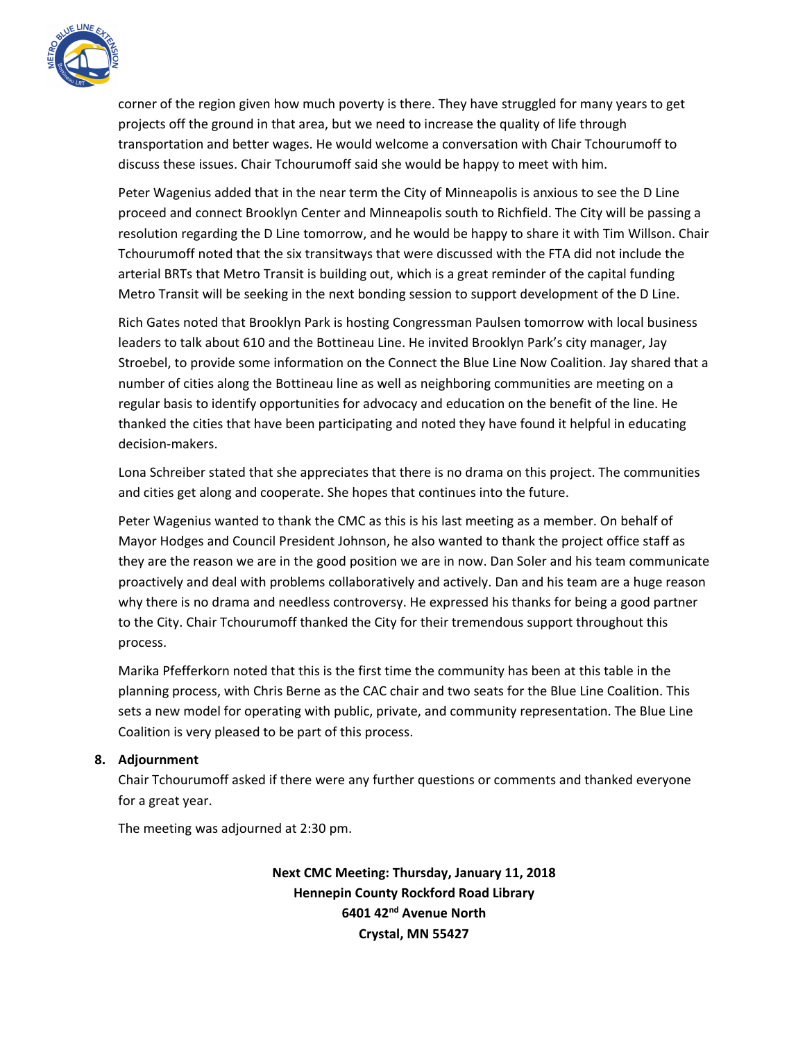corner of the region given how much poverty is there. They have struggled for many years to get projects off the ground in that area, but we need to increase the quality of life through transportation and better wages. He would welcome a conversation with Chair Tchourumoff to discuss these issues. Chair Tchourumoff said she would be happy to meet with him.

Peter Wagenius added that in the near term the City of Minneapolis is anxious to see the D Line proceed and connect Brooklyn Center and Minneapolis south to Richfield. The City will be passing a resolution regarding the D Line tomorrow, and he would be happy to share it with Tim Willson. Chair Tchourumoff noted that the six transitways that were discussed with the FTA did not include the arterial BRTs that Metro Transit is building out, which is a great reminder of the capital funding Metro Transit will be seeking in the next bonding session to support development of the D Line.

Rich Gates noted that Brooklyn Park is hosting Congressman Paulsen tomorrow with local business leaders to talk about 610 and the Bottineau Line. He invited Brooklyn Park's city manager, Jay Stroebel, to provide some information on the Connect the Blue Line Now Coalition. Jay shared that a number of cities along the Bottineau line as well as neighboring communities are meeting on a regular basis to identify opportunities for advocacy and education on the benefit of the line. He thanked the cities that have been participating and noted they have found it helpful in educating decision-makers.

Lona Schreiber stated that she appreciates that there is no drama on this project. The communities and cities get along and cooperate. She hopes that continues into the future.

Peter Wagenius wanted to thank the CMC as this is his last meeting as a member. On behalf of Mayor Hodges and Council President Johnson, he also wanted to thank the project office staff as they are the reason we are in the good position we are in now. Dan Soler and his team communicate proactively and deal with problems collaboratively and actively. Dan and his team are a huge reason why there is no drama and needless controversy. He expressed his thanks for being a good partner to the City. Chair Tchourumoff thanked the City for their tremendous support throughout this process.

Marika Pfefferkorn noted that this is the first time the community has been at this table in the planning process, with Chris Berne as the CAC chair and two seats for the Blue Line Coalition. This sets a new model for operating with public, private, and community representation. The Blue Line Coalition is very pleased to be part of this process.

**8. Adjournment**

Chair Tchourumoff asked if there were any further questions or comments and thanked everyone for a great year.

The meeting was adjourned at 2:30 pm.

**Next CMC Meeting: Thursday, January 11, 2018**
**Hennepin County Rockford Road Library**
**6401 42nd Avenue North**
**Crystal, MN 55427**